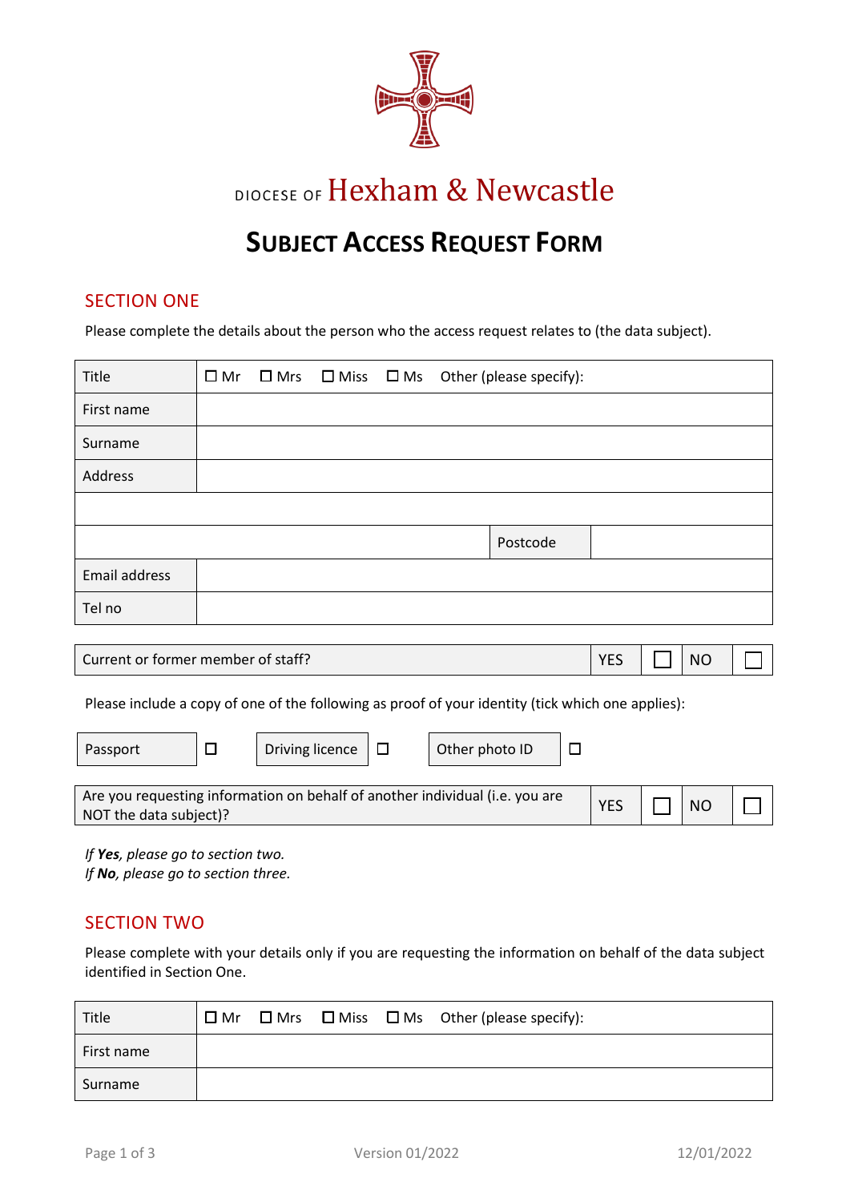DIOCESE OF Hexham & Newcastle

# Subject Access Request Form

## SECTION ONE

Please complete the details about the person who the access request relates to (the data subject).

| Title | ☐ Mr ☐ Mrs ☐ Miss ☐ Ms Other (please specify): | | |
|---|---|---|---|
| First name | | | |
| Surname | | | |
| Address | | | |
| | | | |
| | | Postcode | |
| Email address | | | |
| Tel no | | | |

| Current or former member of staff? | YES | ☐ | NO | ☐ |
|---|---|---|---|---|

Please include a copy of one of the following as proof of your identity (tick which one applies):

| Passport | ☐ | Driving licence | ☐ | Other photo ID | ☐ |
|---|---|---|---|---|---|

| Are you requesting information on behalf of another individual (i.e. you are NOT the data subject)? | YES | ☐ | NO | ☐ |
|---|---|---|---|---|

*If **Yes**, please go to section two.*
*If **No**, please go to section three.*

## SECTION TWO

Please complete with your details only if you are requesting the information on behalf of the data subject identified in Section One.

| Title | ☐ Mr ☐ Mrs ☐ Miss ☐ Ms Other (please specify): |
|---|---|
| First name | |
| Surname | |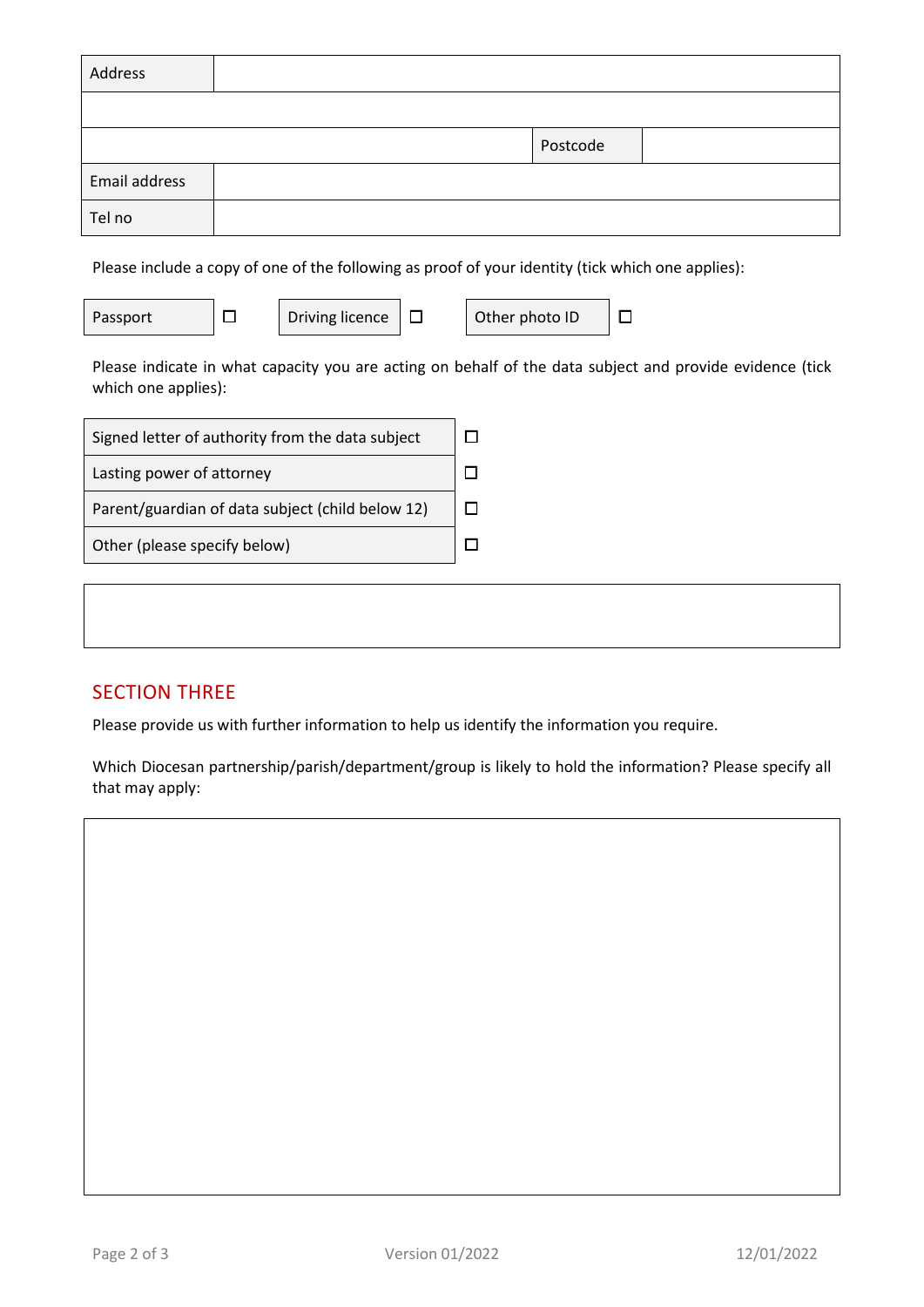| Address | | | |
|---|---|---|---|
| | | | |
| | | Postcode | |
| Email address | | | |
| Tel no | | | |

Please include a copy of one of the following as proof of your identity (tick which one applies):

| Passport | ☐ | Driving licence | ☐ | Other photo ID | ☐ |
|---|---|---|---|---|---|

Please indicate in what capacity you are acting on behalf of the data subject and provide evidence (tick which one applies):

| | |
|---|---|
| Signed letter of authority from the data subject | ☐ |
| Lasting power of attorney | ☐ |
| Parent/guardian of data subject (child below 12) | ☐ |
| Other (please specify below) | ☐ |

| |
|---|
| |

## SECTION THREE

Please provide us with further information to help us identify the information you require.

Which Diocesan partnership/parish/department/group is likely to hold the information? Please specify all that may apply:

| |
|---|
| |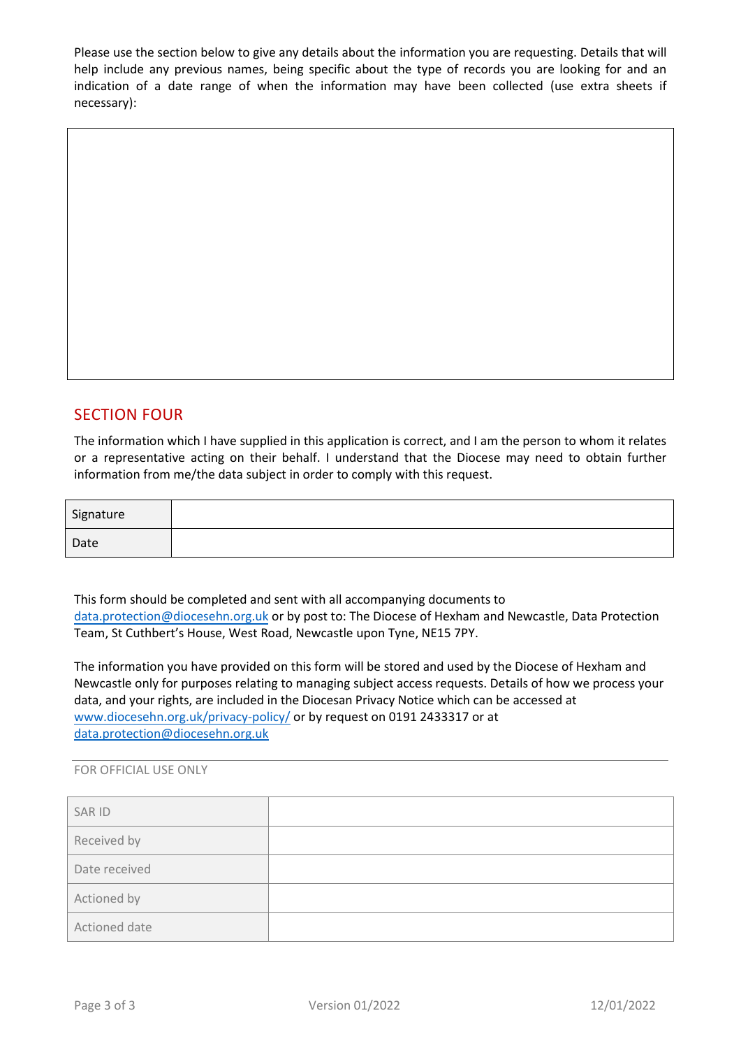Please use the section below to give any details about the information you are requesting. Details that will help include any previous names, being specific about the type of records you are looking for and an indication of a date range of when the information may have been collected (use extra sheets if necessary):

| |
|---|
| |

## SECTION FOUR

The information which I have supplied in this application is correct, and I am the person to whom it relates or a representative acting on their behalf. I understand that the Diocese may need to obtain further information from me/the data subject in order to comply with this request.

| | |
|---|---|
| Signature | |
| Date | |

This form should be completed and sent with all accompanying documents to data.protection@diocesehn.org.uk or by post to: The Diocese of Hexham and Newcastle, Data Protection Team, St Cuthbert's House, West Road, Newcastle upon Tyne, NE15 7PY.

The information you have provided on this form will be stored and used by the Diocese of Hexham and Newcastle only for purposes relating to managing subject access requests. Details of how we process your data, and your rights, are included in the Diocesan Privacy Notice which can be accessed at www.diocesehn.org.uk/privacy-policy/ or by request on 0191 2433317 or at data.protection@diocesehn.org.uk

---

FOR OFFICIAL USE ONLY

| | |
|---|---|
| SAR ID | |
| Received by | |
| Date received | |
| Actioned by | |
| Actioned date | |